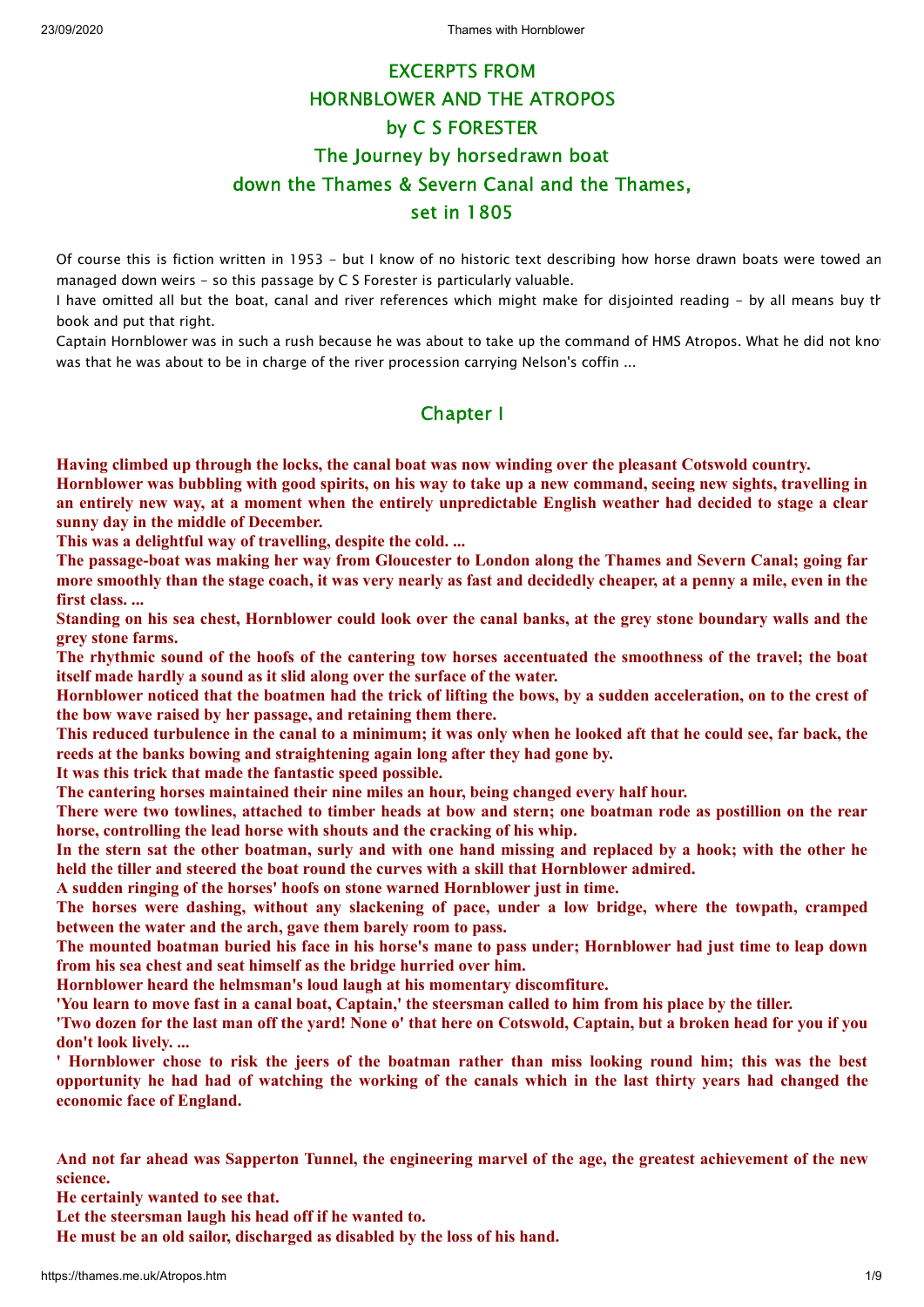# EXCERPTS FROM HORNBLOWER AND THE ATROPOS by C S FORESTER

## The Journey by horsedrawn boat down the Thames & Severn Canal and the Thames, set in 1805

Of course this is fiction written in 1953 - but I know of no historic text describing how horse drawn boats were towed an managed down weirs - so this passage by C S Forester is particularly valuable.

I have omitted all but the boat, canal and river references which might make for disjointed reading - by all means buy th book and put that right.

Captain Hornblower was in such a rush because he was about to take up the command of HMS Atropos. What he did not kno was that he was about to be in charge of the river procession carrying Nelson's coffin ...

## Chapter I

**Having climbed up through the locks, the canal boat was now winding over the pleasant Cotswold country.**

**Hornblower was bubbling with good spirits, on his way to take up a new command, seeing new sights, travelling in an entirely new way, at a moment when the entirely unpredictable English weather had decided to stage a clear sunny day in the middle of December.**

**This was a delightful way of travelling, despite the cold. ...**

**The passage-boat was making her way from Gloucester to London along the Thames and Severn Canal; going far more smoothly than the stage coach, it was very nearly as fast and decidedly cheaper, at a penny a mile, even in the first class. ...**

**Standing on his sea chest, Hornblower could look over the canal banks, at the grey stone boundary walls and the grey stone farms.**

**The rhythmic sound of the hoofs of the cantering tow horses accentuated the smoothness of the travel; the boat itself made hardly a sound as it slid along over the surface of the water.**

**Hornblower noticed that the boatmen had the trick of lifting the bows, by a sudden acceleration, on to the crest of the bow wave raised by her passage, and retaining them there.**

**This reduced turbulence in the canal to a minimum; it was only when he looked aft that he could see, far back, the reeds at the banks bowing and straightening again long after they had gone by.**

**It was this trick that made the fantastic speed possible.**

**The cantering horses maintained their nine miles an hour, being changed every half hour.**

**There were two towlines, attached to timber heads at bow and stern; one boatman rode as postillion on the rear horse, controlling the lead horse with shouts and the cracking of his whip.**

**In the stern sat the other boatman, surly and with one hand missing and replaced by a hook; with the other he held the tiller and steered the boat round the curves with a skill that Hornblower admired.**

**A sudden ringing of the horses' hoofs on stone warned Hornblower just in time.**

**The horses were dashing, without any slackening of pace, under a low bridge, where the towpath, cramped between the water and the arch, gave them barely room to pass.**

**The mounted boatman buried his face in his horse's mane to pass under; Hornblower had just time to leap down from his sea chest and seat himself as the bridge hurried over him.**

**Hornblower heard the helmsman's loud laugh at his momentary discomfiture.**

**'You learn to move fast in a canal boat, Captain,' the steersman called to him from his place by the tiller.**

**'Two dozen for the last man off the yard! None o' that here on Cotswold, Captain, but a broken head for you if you don't look lively. ...**

**' Hornblower chose to risk the jeers of the boatman rather than miss looking round him; this was the best opportunity he had had of watching the working of the canals which in the last thirty years had changed the economic face of England.**

**And not far ahead was Sapperton Tunnel, the engineering marvel of the age, the greatest achievement of the new science.**

**He certainly wanted to see that.**

**Let the steersman laugh his head off if he wanted to.**

**He must be an old sailor, discharged as disabled by the loss of his hand.**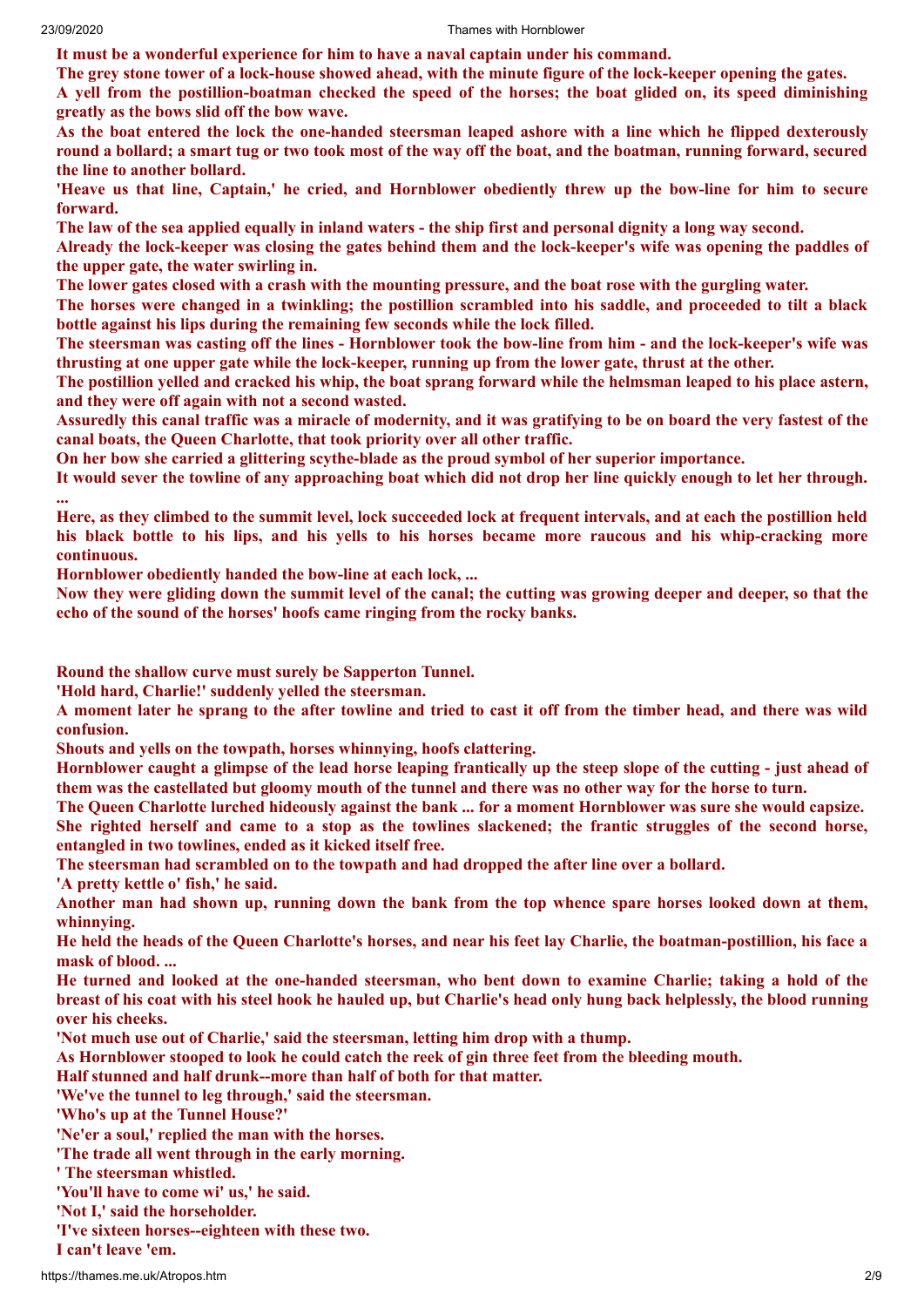**It must be a wonderful experience for him to have a naval captain under his command.**

**The grey stone tower of a lock-house showed ahead, with the minute figure of the lock-keeper opening the gates.**

**A yell from the postillion-boatman checked the speed of the horses; the boat glided on, its speed diminishing greatly as the bows slid off the bow wave.**

**As the boat entered the lock the one-handed steersman leaped ashore with a line which he flipped dexterously round a bollard; a smart tug or two took most of the way off the boat, and the boatman, running forward, secured the line to another bollard.**

**'Heave us that line, Captain,' he cried, and Hornblower obediently threw up the bow-line for him to secure forward.**

**The law of the sea applied equally in inland waters - the ship first and personal dignity a long way second.**

**Already the lock-keeper was closing the gates behind them and the lock-keeper's wife was opening the paddles of the upper gate, the water swirling in.**

**The lower gates closed with a crash with the mounting pressure, and the boat rose with the gurgling water.**

**The horses were changed in a twinkling; the postillion scrambled into his saddle, and proceeded to tilt a black bottle against his lips during the remaining few seconds while the lock filled.**

**The steersman was casting off the lines - Hornblower took the bow-line from him - and the lock-keeper's wife was thrusting at one upper gate while the lock-keeper, running up from the lower gate, thrust at the other.**

**The postillion yelled and cracked his whip, the boat sprang forward while the helmsman leaped to his place astern, and they were off again with not a second wasted.**

**Assuredly this canal traffic was a miracle of modernity, and it was gratifying to be on board the very fastest of the canal boats, the Queen Charlotte, that took priority over all other traffic.**

**On her bow she carried a glittering scythe-blade as the proud symbol of her superior importance.**

**It would sever the towline of any approaching boat which did not drop her line quickly enough to let her through. ...**

**Here, as they climbed to the summit level, lock succeeded lock at frequent intervals, and at each the postillion held his black bottle to his lips, and his yells to his horses became more raucous and his whip-cracking more continuous.**

**Hornblower obediently handed the bow-line at each lock, ...**

**Now they were gliding down the summit level of the canal; the cutting was growing deeper and deeper, so that the echo of the sound of the horses' hoofs came ringing from the rocky banks.**

**Round the shallow curve must surely be Sapperton Tunnel.**

**'Hold hard, Charlie!' suddenly yelled the steersman.**

**A moment later he sprang to the after towline and tried to cast it off from the timber head, and there was wild confusion.**

**Shouts and yells on the towpath, horses whinnying, hoofs clattering.**

**Hornblower caught a glimpse of the lead horse leaping frantically up the steep slope of the cutting - just ahead of them was the castellated but gloomy mouth of the tunnel and there was no other way for the horse to turn.**

**The Queen Charlotte lurched hideously against the bank ... for a moment Hornblower was sure she would capsize.**

**She righted herself and came to a stop as the towlines slackened; the frantic struggles of the second horse, entangled in two towlines, ended as it kicked itself free.**

**The steersman had scrambled on to the towpath and had dropped the after line over a bollard.**

**'A pretty kettle o' fish,' he said.**

**Another man had shown up, running down the bank from the top whence spare horses looked down at them, whinnying.**

**He held the heads of the Queen Charlotte's horses, and near his feet lay Charlie, the boatman-postillion, his face a mask of blood. ...**

**He turned and looked at the one-handed steersman, who bent down to examine Charlie; taking a hold of the breast of his coat with his steel hook he hauled up, but Charlie's head only hung back helplessly, the blood running over his cheeks.**

**'Not much use out of Charlie,' said the steersman, letting him drop with a thump.**

**As Hornblower stooped to look he could catch the reek of gin three feet from the bleeding mouth.**

**Half stunned and half drunk--more than half of both for that matter.**

**'We've the tunnel to leg through,' said the steersman.**

**'Who's up at the Tunnel House?'**

**'Ne'er a soul,' replied the man with the horses.**

**'The trade all went through in the early morning.**

**' The steersman whistled.**

**'You'll have to come wi' us,' he said.**

**'Not I,' said the horseholder.**

**'I've sixteen horses--eighteen with these two.**

**I can't leave 'em.**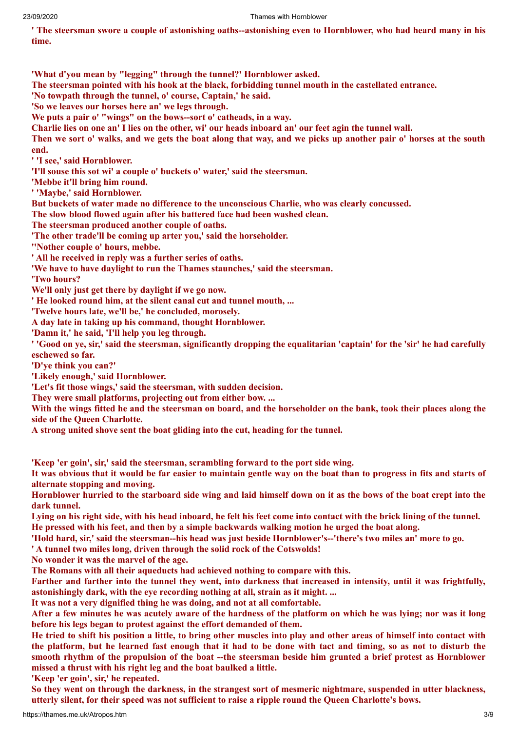**' The steersman swore a couple of astonishing oaths--astonishing even to Hornblower, who had heard many in his time.**

**'What d'you mean by "legging" through the tunnel?' Hornblower asked.**

**The steersman pointed with his hook at the black, forbidding tunnel mouth in the castellated entrance.**

**'No towpath through the tunnel, o' course, Captain,' he said.**

**'So we leaves our horses here an' we legs through.**

**We puts a pair o' "wings" on the bows--sort o' catheads, in a way.**

**Charlie lies on one an' I lies on the other, wi' our heads inboard an' our feet agin the tunnel wall.**

**Then we sort o' walks, and we gets the boat along that way, and we picks up another pair o' horses at the south end.**

**' 'I see,' said Hornblower.**

**'I'll souse this sot wi' a couple o' buckets o' water,' said the steersman.**

**'Mebbe it'll bring him round.**

**' 'Maybe,' said Hornblower.**

**But buckets of water made no difference to the unconscious Charlie, who was clearly concussed.**

**The slow blood flowed again after his battered face had been washed clean.**

**The steersman produced another couple of oaths.**

**'The other trade'll be coming up arter you,' said the horseholder.**

**''Nother couple o' hours, mebbe.**

**' All he received in reply was a further series of oaths.**

**'We have to have daylight to run the Thames staunches,' said the steersman.**

**'Two hours?**

**We'll only just get there by daylight if we go now.**

**' He looked round him, at the silent canal cut and tunnel mouth, ...**

**'Twelve hours late, we'll be,' he concluded, morosely.**

**A day late in taking up his command, thought Hornblower.**

**'Damn it,' he said, 'I'll help you leg through.**

**' 'Good on ye, sir,' said the steersman, significantly dropping the equalitarian 'captain' for the 'sir' he had carefully eschewed so far.**

**'D'ye think you can?'**

**'Likely enough,' said Hornblower.**

**'Let's fit those wings,' said the steersman, with sudden decision.**

**They were small platforms, projecting out from either bow. ...**

**With the wings fitted he and the steersman on board, and the horseholder on the bank, took their places along the side of the Queen Charlotte.**

**A strong united shove sent the boat gliding into the cut, heading for the tunnel.**

**'Keep 'er goin', sir,' said the steersman, scrambling forward to the port side wing.**

**It was obvious that it would be far easier to maintain gentle way on the boat than to progress in fits and starts of alternate stopping and moving.**

**Hornblower hurried to the starboard side wing and laid himself down on it as the bows of the boat crept into the dark tunnel.**

**Lying on his right side, with his head inboard, he felt his feet come into contact with the brick lining of the tunnel.**

**He pressed with his feet, and then by a simple backwards walking motion he urged the boat along.**

**'Hold hard, sir,' said the steersman--his head was just beside Hornblower's--'there's two miles an' more to go.**

**' A tunnel two miles long, driven through the solid rock of the Cotswolds!**

**No wonder it was the marvel of the age.**

**The Romans with all their aqueducts had achieved nothing to compare with this.**

**Farther and farther into the tunnel they went, into darkness that increased in intensity, until it was frightfully, astonishingly dark, with the eye recording nothing at all, strain as it might. ...**

**It was not a very dignified thing he was doing, and not at all comfortable.**

**After a few minutes he was acutely aware of the hardness of the platform on which he was lying; nor was it long before his legs began to protest against the effort demanded of them.**

**He tried to shift his position a little, to bring other muscles into play and other areas of himself into contact with the platform, but he learned fast enough that it had to be done with tact and timing, so as not to disturb the smooth rhythm of the propulsion of the boat --the steersman beside him grunted a brief protest as Hornblower missed a thrust with his right leg and the boat baulked a little.**

**'Keep 'er goin', sir,' he repeated.**

**So they went on through the darkness, in the strangest sort of mesmeric nightmare, suspended in utter blackness, utterly silent, for their speed was not sufficient to raise a ripple round the Queen Charlotte's bows.**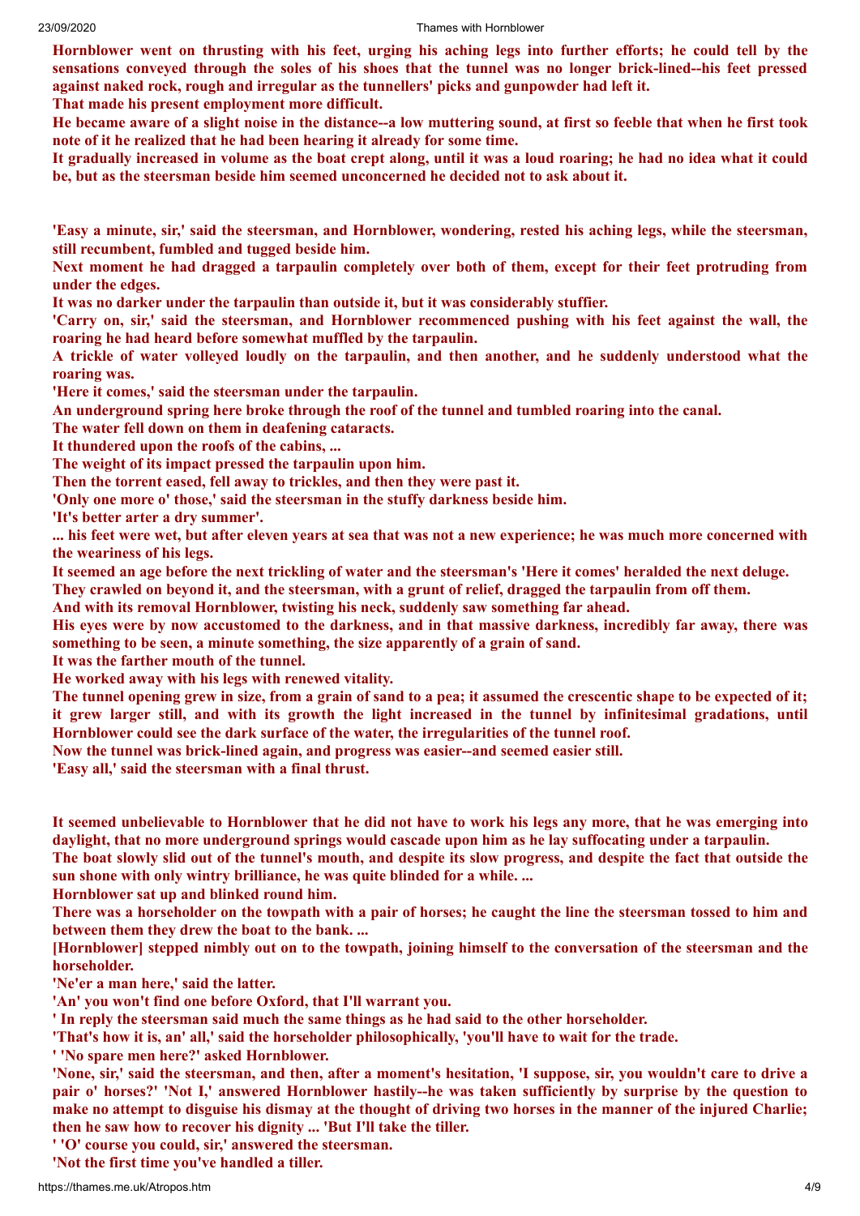**Hornblower went on thrusting with his feet, urging his aching legs into further efforts; he could tell by the sensations conveyed through the soles of his shoes that the tunnel was no longer brick-lined--his feet pressed against naked rock, rough and irregular as the tunnellers' picks and gunpowder had left it.**

**That made his present employment more difficult.**

**He became aware of a slight noise in the distance--a low muttering sound, at first so feeble that when he first took note of it he realized that he had been hearing it already for some time.**

**It gradually increased in volume as the boat crept along, until it was a loud roaring; he had no idea what it could be, but as the steersman beside him seemed unconcerned he decided not to ask about it.**

**'Easy a minute, sir,' said the steersman, and Hornblower, wondering, rested his aching legs, while the steersman, still recumbent, fumbled and tugged beside him.**

**Next moment he had dragged a tarpaulin completely over both of them, except for their feet protruding from under the edges.**

**It was no darker under the tarpaulin than outside it, but it was considerably stuffier.**

**'Carry on, sir,' said the steersman, and Hornblower recommenced pushing with his feet against the wall, the roaring he had heard before somewhat muffled by the tarpaulin.**

**A trickle of water volleyed loudly on the tarpaulin, and then another, and he suddenly understood what the roaring was.**

**'Here it comes,' said the steersman under the tarpaulin.**

**An underground spring here broke through the roof of the tunnel and tumbled roaring into the canal.**

**The water fell down on them in deafening cataracts.**

**It thundered upon the roofs of the cabins, ...**

**The weight of its impact pressed the tarpaulin upon him.**

**Then the torrent eased, fell away to trickles, and then they were past it.**

**'Only one more o' those,' said the steersman in the stuffy darkness beside him.**

**'It's better arter a dry summer'.**

**... his feet were wet, but after eleven years at sea that was not a new experience; he was much more concerned with the weariness of his legs.**

**It seemed an age before the next trickling of water and the steersman's 'Here it comes' heralded the next deluge.**

**They crawled on beyond it, and the steersman, with a grunt of relief, dragged the tarpaulin from off them.**

**And with its removal Hornblower, twisting his neck, suddenly saw something far ahead.**

**His eyes were by now accustomed to the darkness, and in that massive darkness, incredibly far away, there was something to be seen, a minute something, the size apparently of a grain of sand.**

**It was the farther mouth of the tunnel.**

**He worked away with his legs with renewed vitality.**

**The tunnel opening grew in size, from a grain of sand to a pea; it assumed the crescentic shape to be expected of it; it grew larger still, and with its growth the light increased in the tunnel by infinitesimal gradations, until Hornblower could see the dark surface of the water, the irregularities of the tunnel roof.**

**Now the tunnel was brick-lined again, and progress was easier--and seemed easier still.**

**'Easy all,' said the steersman with a final thrust.**

**It seemed unbelievable to Hornblower that he did not have to work his legs any more, that he was emerging into daylight, that no more underground springs would cascade upon him as he lay suffocating under a tarpaulin.**

**The boat slowly slid out of the tunnel's mouth, and despite its slow progress, and despite the fact that outside the sun shone with only wintry brilliance, he was quite blinded for a while. ...**

**Hornblower sat up and blinked round him.**

**There was a horseholder on the towpath with a pair of horses; he caught the line the steersman tossed to him and between them they drew the boat to the bank. ...**

**[Hornblower] stepped nimbly out on to the towpath, joining himself to the conversation of the steersman and the horseholder.**

**'Ne'er a man here,' said the latter.**

**'An' you won't find one before Oxford, that I'll warrant you.**

**' In reply the steersman said much the same things as he had said to the other horseholder.**

**'That's how it is, an' all,' said the horseholder philosophically, 'you'll have to wait for the trade.**

**' 'No spare men here?' asked Hornblower.**

**'None, sir,' said the steersman, and then, after a moment's hesitation, 'I suppose, sir, you wouldn't care to drive a pair o' horses?' 'Not I,' answered Hornblower hastily--he was taken sufficiently by surprise by the question to make no attempt to disguise his dismay at the thought of driving two horses in the manner of the injured Charlie; then he saw how to recover his dignity ... 'But I'll take the tiller.**

**' 'O' course you could, sir,' answered the steersman.**

**'Not the first time you've handled a tiller.**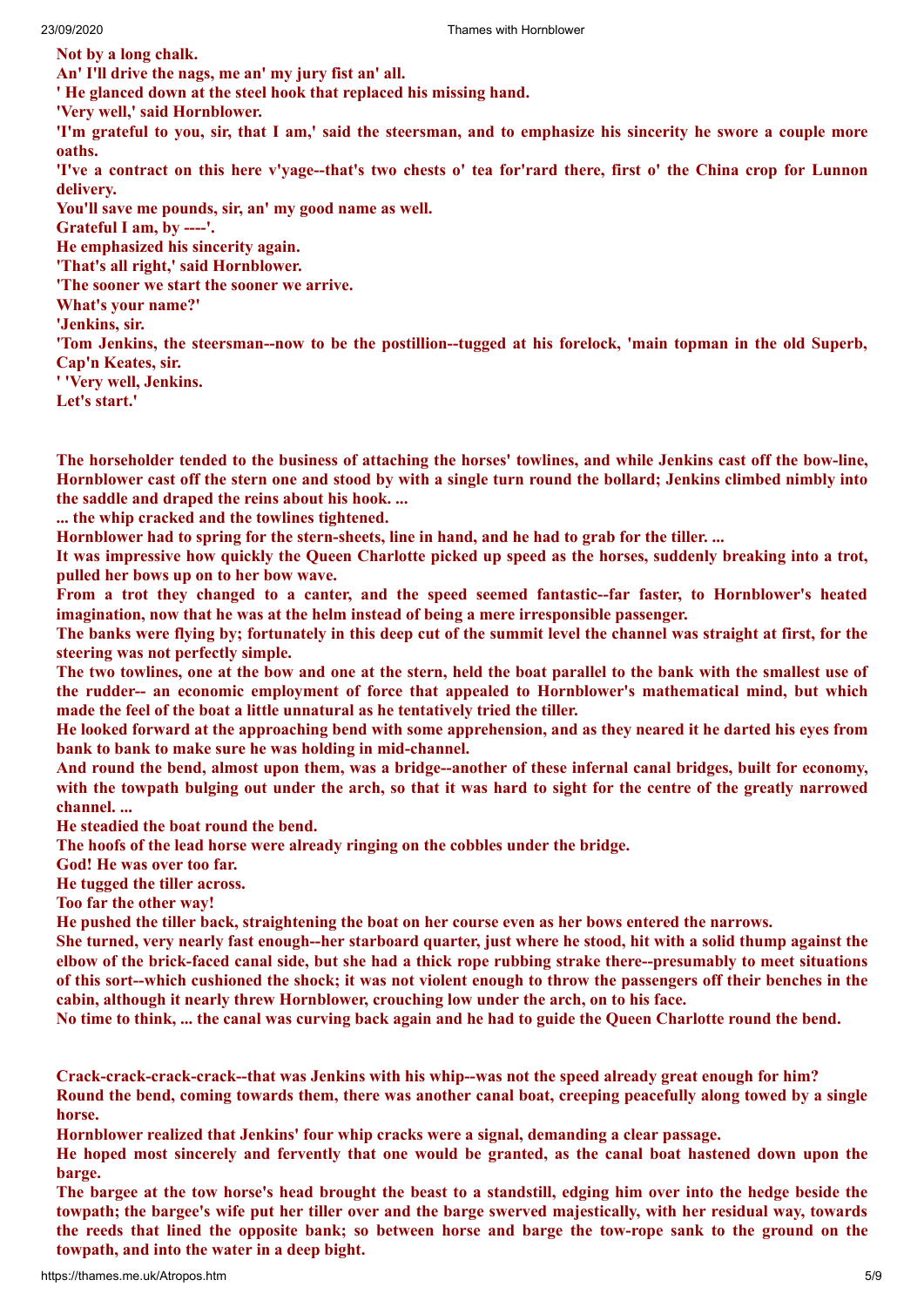**Not by a long chalk.**
**An' I'll drive the nags, me an' my jury fist an' all.**
**' He glanced down at the steel hook that replaced his missing hand.**
**'Very well,' said Hornblower.**
**'I'm grateful to you, sir, that I am,' said the steersman, and to emphasize his sincerity he swore a couple more oaths.**
**'I've a contract on this here v'yage--that's two chests o' tea for'rard there, first o' the China crop for Lunnon delivery.**
**You'll save me pounds, sir, an' my good name as well.**
**Grateful I am, by ----'.**
**He emphasized his sincerity again.**
**'That's all right,' said Hornblower.**
**'The sooner we start the sooner we arrive.**
**What's your name?'**
**'Jenkins, sir.**
**'Tom Jenkins, the steersman--now to be the postillion--tugged at his forelock, 'main topman in the old Superb, Cap'n Keates, sir.**
**' 'Very well, Jenkins.**
**Let's start.'**

**The horseholder tended to the business of attaching the horses' towlines, and while Jenkins cast off the bow-line, Hornblower cast off the stern one and stood by with a single turn round the bollard; Jenkins climbed nimbly into the saddle and draped the reins about his hook. ...**
**... the whip cracked and the towlines tightened.**
**Hornblower had to spring for the stern-sheets, line in hand, and he had to grab for the tiller. ...**
**It was impressive how quickly the Queen Charlotte picked up speed as the horses, suddenly breaking into a trot, pulled her bows up on to her bow wave.**
**From a trot they changed to a canter, and the speed seemed fantastic--far faster, to Hornblower's heated imagination, now that he was at the helm instead of being a mere irresponsible passenger.**
**The banks were flying by; fortunately in this deep cut of the summit level the channel was straight at first, for the steering was not perfectly simple.**
**The two towlines, one at the bow and one at the stern, held the boat parallel to the bank with the smallest use of the rudder-- an economic employment of force that appealed to Hornblower's mathematical mind, but which made the feel of the boat a little unnatural as he tentatively tried the tiller.**
**He looked forward at the approaching bend with some apprehension, and as they neared it he darted his eyes from bank to bank to make sure he was holding in mid-channel.**
**And round the bend, almost upon them, was a bridge--another of these infernal canal bridges, built for economy, with the towpath bulging out under the arch, so that it was hard to sight for the centre of the greatly narrowed channel. ...**
**He steadied the boat round the bend.**
**The hoofs of the lead horse were already ringing on the cobbles under the bridge.**
**God! He was over too far.**
**He tugged the tiller across.**
**Too far the other way!**
**He pushed the tiller back, straightening the boat on her course even as her bows entered the narrows.**
**She turned, very nearly fast enough--her starboard quarter, just where he stood, hit with a solid thump against the elbow of the brick-faced canal side, but she had a thick rope rubbing strake there--presumably to meet situations of this sort--which cushioned the shock; it was not violent enough to throw the passengers off their benches in the cabin, although it nearly threw Hornblower, crouching low under the arch, on to his face.**
**No time to think, ... the canal was curving back again and he had to guide the Queen Charlotte round the bend.**

**Crack-crack-crack-crack--that was Jenkins with his whip--was not the speed already great enough for him?**
**Round the bend, coming towards them, there was another canal boat, creeping peacefully along towed by a single horse.**
**Hornblower realized that Jenkins' four whip cracks were a signal, demanding a clear passage.**
**He hoped most sincerely and fervently that one would be granted, as the canal boat hastened down upon the barge.**
**The bargee at the tow horse's head brought the beast to a standstill, edging him over into the hedge beside the towpath; the bargee's wife put her tiller over and the barge swerved majestically, with her residual way, towards the reeds that lined the opposite bank; so between horse and barge the tow-rope sank to the ground on the towpath, and into the water in a deep bight.**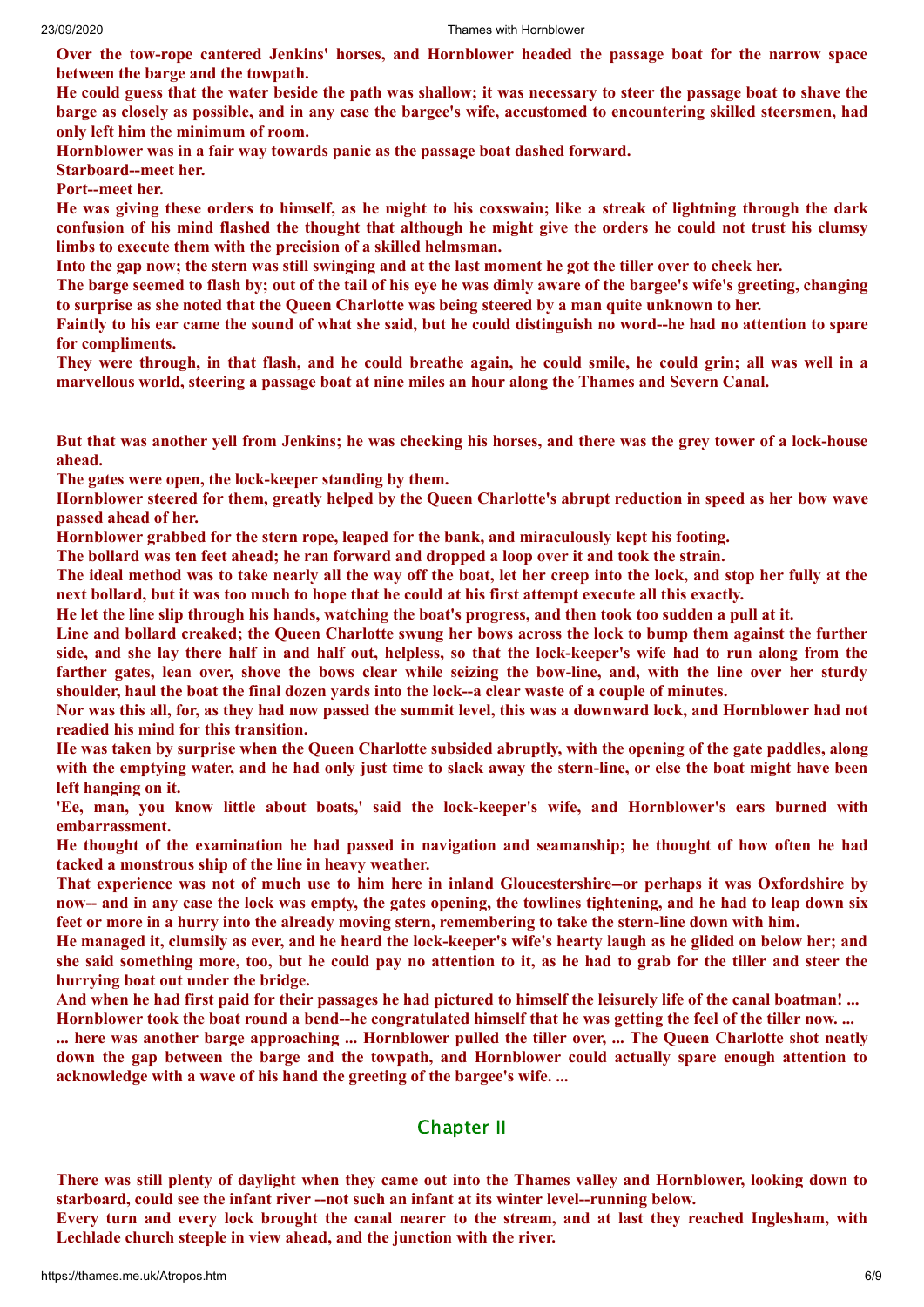**Over the tow-rope cantered Jenkins' horses, and Hornblower headed the passage boat for the narrow space between the barge and the towpath.**

**He could guess that the water beside the path was shallow; it was necessary to steer the passage boat to shave the barge as closely as possible, and in any case the bargee's wife, accustomed to encountering skilled steersmen, had only left him the minimum of room.**

**Hornblower was in a fair way towards panic as the passage boat dashed forward.**

**Starboard--meet her.**

**Port--meet her.**

**He was giving these orders to himself, as he might to his coxswain; like a streak of lightning through the dark confusion of his mind flashed the thought that although he might give the orders he could not trust his clumsy limbs to execute them with the precision of a skilled helmsman.**

**Into the gap now; the stern was still swinging and at the last moment he got the tiller over to check her.**

**The barge seemed to flash by; out of the tail of his eye he was dimly aware of the bargee's wife's greeting, changing to surprise as she noted that the Queen Charlotte was being steered by a man quite unknown to her.**

**Faintly to his ear came the sound of what she said, but he could distinguish no word--he had no attention to spare for compliments.**

**They were through, in that flash, and he could breathe again, he could smile, he could grin; all was well in a marvellous world, steering a passage boat at nine miles an hour along the Thames and Severn Canal.**

**But that was another yell from Jenkins; he was checking his horses, and there was the grey tower of a lock-house ahead.**

**The gates were open, the lock-keeper standing by them.**

**Hornblower steered for them, greatly helped by the Queen Charlotte's abrupt reduction in speed as her bow wave passed ahead of her.**

**Hornblower grabbed for the stern rope, leaped for the bank, and miraculously kept his footing.**

**The bollard was ten feet ahead; he ran forward and dropped a loop over it and took the strain.**

**The ideal method was to take nearly all the way off the boat, let her creep into the lock, and stop her fully at the next bollard, but it was too much to hope that he could at his first attempt execute all this exactly.**

**He let the line slip through his hands, watching the boat's progress, and then took too sudden a pull at it.**

**Line and bollard creaked; the Queen Charlotte swung her bows across the lock to bump them against the further side, and she lay there half in and half out, helpless, so that the lock-keeper's wife had to run along from the farther gates, lean over, shove the bows clear while seizing the bow-line, and, with the line over her sturdy shoulder, haul the boat the final dozen yards into the lock--a clear waste of a couple of minutes.**

**Nor was this all, for, as they had now passed the summit level, this was a downward lock, and Hornblower had not readied his mind for this transition.**

**He was taken by surprise when the Queen Charlotte subsided abruptly, with the opening of the gate paddles, along with the emptying water, and he had only just time to slack away the stern-line, or else the boat might have been left hanging on it.**

**'Ee, man, you know little about boats,' said the lock-keeper's wife, and Hornblower's ears burned with embarrassment.**

**He thought of the examination he had passed in navigation and seamanship; he thought of how often he had tacked a monstrous ship of the line in heavy weather.**

**That experience was not of much use to him here in inland Gloucestershire--or perhaps it was Oxfordshire by now-- and in any case the lock was empty, the gates opening, the towlines tightening, and he had to leap down six feet or more in a hurry into the already moving stern, remembering to take the stern-line down with him.**

**He managed it, clumsily as ever, and he heard the lock-keeper's wife's hearty laugh as he glided on below her; and she said something more, too, but he could pay no attention to it, as he had to grab for the tiller and steer the hurrying boat out under the bridge.**

**And when he had first paid for their passages he had pictured to himself the leisurely life of the canal boatman! ...**

**Hornblower took the boat round a bend--he congratulated himself that he was getting the feel of the tiller now. ...**

**... here was another barge approaching ... Hornblower pulled the tiller over, ... The Queen Charlotte shot neatly down the gap between the barge and the towpath, and Hornblower could actually spare enough attention to acknowledge with a wave of his hand the greeting of the bargee's wife. ...**

## Chapter II

**There was still plenty of daylight when they came out into the Thames valley and Hornblower, looking down to starboard, could see the infant river --not such an infant at its winter level--running below.**

**Every turn and every lock brought the canal nearer to the stream, and at last they reached Inglesham, with Lechlade church steeple in view ahead, and the junction with the river.**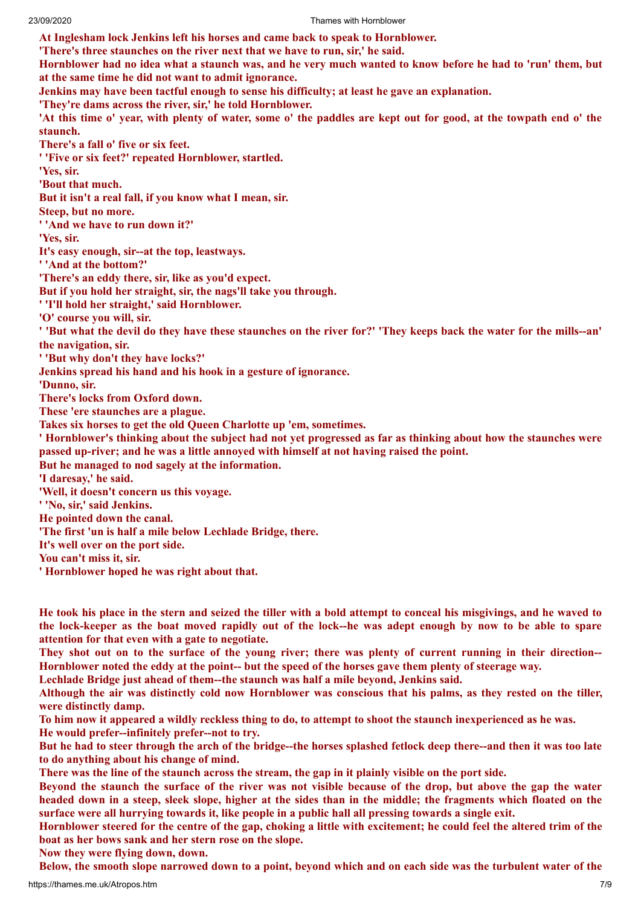**At Inglesham lock Jenkins left his horses and came back to speak to Hornblower.**

**'There's three staunches on the river next that we have to run, sir,' he said.**

**Hornblower had no idea what a staunch was, and he very much wanted to know before he had to 'run' them, but at the same time he did not want to admit ignorance.**

**Jenkins may have been tactful enough to sense his difficulty; at least he gave an explanation.**

**'They're dams across the river, sir,' he told Hornblower.**

**'At this time o' year, with plenty of water, some o' the paddles are kept out for good, at the towpath end o' the staunch.**

**There's a fall o' five or six feet.**

**' 'Five or six feet?' repeated Hornblower, startled.**

**'Yes, sir.**

**'Bout that much.**

**But it isn't a real fall, if you know what I mean, sir.**

**Steep, but no more.**

**' 'And we have to run down it?'**

**'Yes, sir.**

**It's easy enough, sir--at the top, leastways.**

**' 'And at the bottom?'**

**'There's an eddy there, sir, like as you'd expect.**

**But if you hold her straight, sir, the nags'll take you through.**

**' 'I'll hold her straight,' said Hornblower.**

**'O' course you will, sir.**

**' 'But what the devil do they have these staunches on the river for?' 'They keeps back the water for the mills--an' the navigation, sir.**

**' 'But why don't they have locks?'**

**Jenkins spread his hand and his hook in a gesture of ignorance.**

**'Dunno, sir.**

**There's locks from Oxford down.**

**These 'ere staunches are a plague.**

**Takes six horses to get the old Queen Charlotte up 'em, sometimes.**

**' Hornblower's thinking about the subject had not yet progressed as far as thinking about how the staunches were passed up-river; and he was a little annoyed with himself at not having raised the point.**

**But he managed to nod sagely at the information.**

**'I daresay,' he said.**

**'Well, it doesn't concern us this voyage.**

**' 'No, sir,' said Jenkins.**

**He pointed down the canal.**

**'The first 'un is half a mile below Lechlade Bridge, there.**

**It's well over on the port side.**

**You can't miss it, sir.**

**' Hornblower hoped he was right about that.**

**He took his place in the stern and seized the tiller with a bold attempt to conceal his misgivings, and he waved to the lock-keeper as the boat moved rapidly out of the lock--he was adept enough by now to be able to spare attention for that even with a gate to negotiate.**

**They shot out on to the surface of the young river; there was plenty of current running in their direction--Hornblower noted the eddy at the point-- but the speed of the horses gave them plenty of steerage way.**

**Lechlade Bridge just ahead of them--the staunch was half a mile beyond, Jenkins said.**

**Although the air was distinctly cold now Hornblower was conscious that his palms, as they rested on the tiller, were distinctly damp.**

**To him now it appeared a wildly reckless thing to do, to attempt to shoot the staunch inexperienced as he was.**

**He would prefer--infinitely prefer--not to try.**

**But he had to steer through the arch of the bridge--the horses splashed fetlock deep there--and then it was too late to do anything about his change of mind.**

**There was the line of the staunch across the stream, the gap in it plainly visible on the port side.**

**Beyond the staunch the surface of the river was not visible because of the drop, but above the gap the water headed down in a steep, sleek slope, higher at the sides than in the middle; the fragments which floated on the surface were all hurrying towards it, like people in a public hall all pressing towards a single exit.**

**Hornblower steered for the centre of the gap, choking a little with excitement; he could feel the altered trim of the boat as her bows sank and her stern rose on the slope.**

**Now they were flying down, down.**

**Below, the smooth slope narrowed down to a point, beyond which and on each side was the turbulent water of the**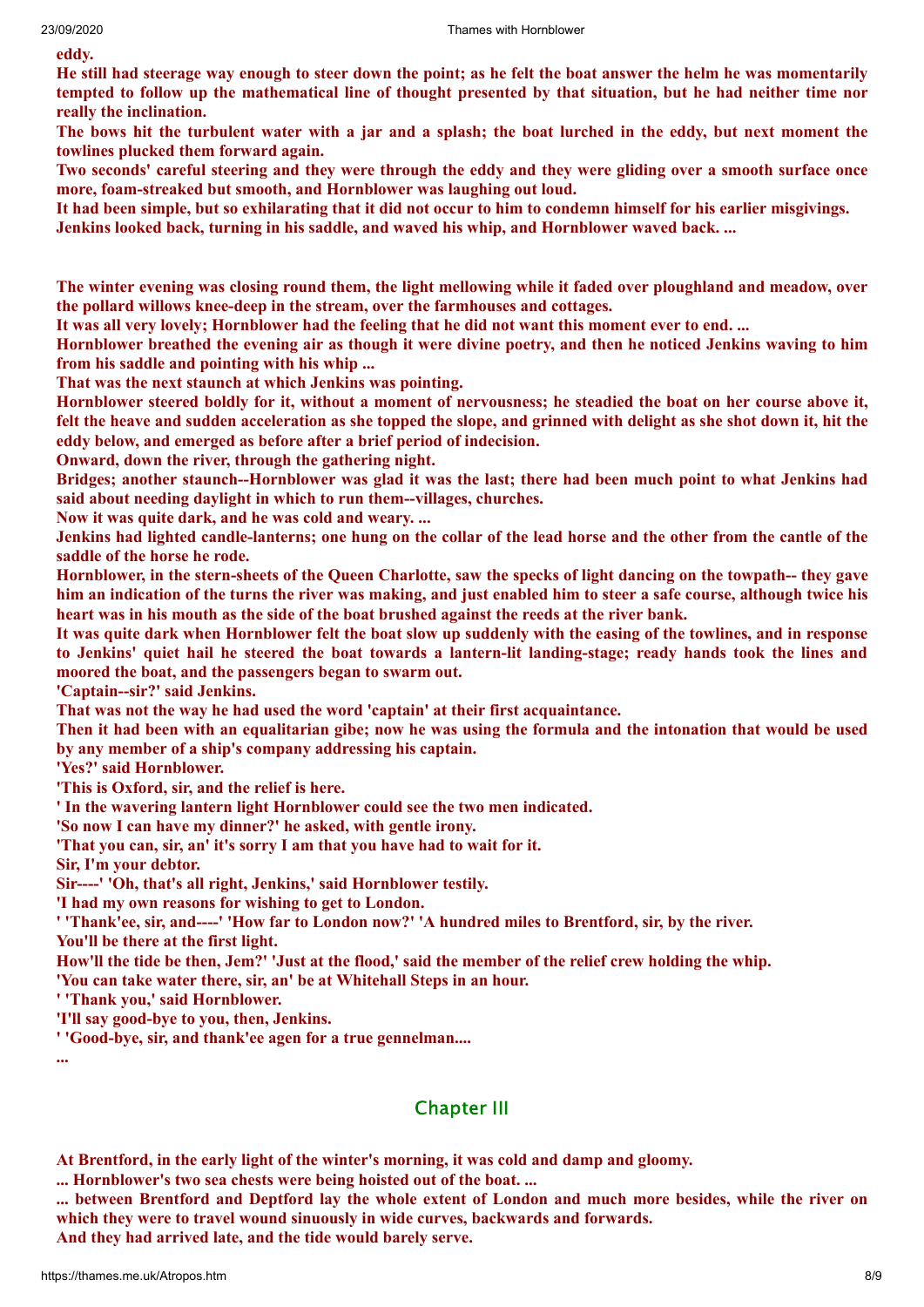**eddy.**

**He still had steerage way enough to steer down the point; as he felt the boat answer the helm he was momentarily tempted to follow up the mathematical line of thought presented by that situation, but he had neither time nor really the inclination.**

**The bows hit the turbulent water with a jar and a splash; the boat lurched in the eddy, but next moment the towlines plucked them forward again.**

**Two seconds' careful steering and they were through the eddy and they were gliding over a smooth surface once more, foam-streaked but smooth, and Hornblower was laughing out loud.**

**It had been simple, but so exhilarating that it did not occur to him to condemn himself for his earlier misgivings.**

**Jenkins looked back, turning in his saddle, and waved his whip, and Hornblower waved back. ...**

**The winter evening was closing round them, the light mellowing while it faded over ploughland and meadow, over the pollard willows knee-deep in the stream, over the farmhouses and cottages.**

**It was all very lovely; Hornblower had the feeling that he did not want this moment ever to end. ...**

**Hornblower breathed the evening air as though it were divine poetry, and then he noticed Jenkins waving to him from his saddle and pointing with his whip ...**

**That was the next staunch at which Jenkins was pointing.**

**Hornblower steered boldly for it, without a moment of nervousness; he steadied the boat on her course above it, felt the heave and sudden acceleration as she topped the slope, and grinned with delight as she shot down it, hit the eddy below, and emerged as before after a brief period of indecision.**

**Onward, down the river, through the gathering night.**

**Bridges; another staunch--Hornblower was glad it was the last; there had been much point to what Jenkins had said about needing daylight in which to run them--villages, churches.**

**Now it was quite dark, and he was cold and weary. ...**

**Jenkins had lighted candle-lanterns; one hung on the collar of the lead horse and the other from the cantle of the saddle of the horse he rode.**

**Hornblower, in the stern-sheets of the Queen Charlotte, saw the specks of light dancing on the towpath-- they gave him an indication of the turns the river was making, and just enabled him to steer a safe course, although twice his heart was in his mouth as the side of the boat brushed against the reeds at the river bank.**

**It was quite dark when Hornblower felt the boat slow up suddenly with the easing of the towlines, and in response to Jenkins' quiet hail he steered the boat towards a lantern-lit landing-stage; ready hands took the lines and moored the boat, and the passengers began to swarm out.**

**'Captain--sir?' said Jenkins.**

**That was not the way he had used the word 'captain' at their first acquaintance.**

**Then it had been with an equalitarian gibe; now he was using the formula and the intonation that would be used by any member of a ship's company addressing his captain.**

**'Yes?' said Hornblower.**

**'This is Oxford, sir, and the relief is here.**

**' In the wavering lantern light Hornblower could see the two men indicated.**

**'So now I can have my dinner?' he asked, with gentle irony.**

**'That you can, sir, an' it's sorry I am that you have had to wait for it.**

**Sir, I'm your debtor.**

**Sir----' 'Oh, that's all right, Jenkins,' said Hornblower testily.**

**'I had my own reasons for wishing to get to London.**

**' 'Thank'ee, sir, and----' 'How far to London now?' 'A hundred miles to Brentford, sir, by the river.**

**You'll be there at the first light.**

**How'll the tide be then, Jem?' 'Just at the flood,' said the member of the relief crew holding the whip.**

**'You can take water there, sir, an' be at Whitehall Steps in an hour.**

**' 'Thank you,' said Hornblower.**

**'I'll say good-bye to you, then, Jenkins.**

**' 'Good-bye, sir, and thank'ee agen for a true gennelman....**

**...**

## Chapter III

**At Brentford, in the early light of the winter's morning, it was cold and damp and gloomy.**

**... Hornblower's two sea chests were being hoisted out of the boat. ...**

**... between Brentford and Deptford lay the whole extent of London and much more besides, while the river on which they were to travel wound sinuously in wide curves, backwards and forwards.**

**And they had arrived late, and the tide would barely serve.**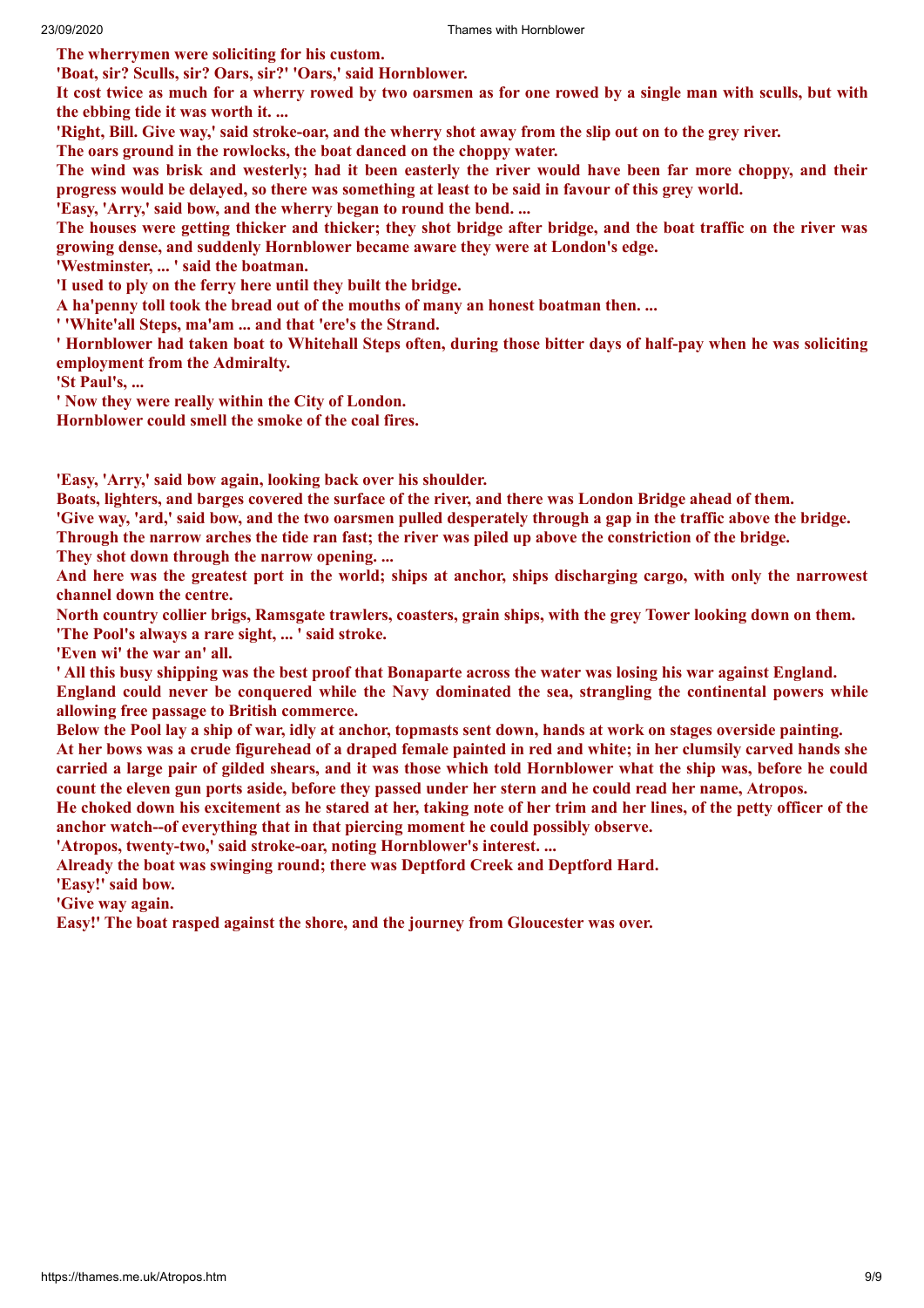**The wherrymen were soliciting for his custom.**

**'Boat, sir? Sculls, sir? Oars, sir?' 'Oars,' said Hornblower.**

**It cost twice as much for a wherry rowed by two oarsmen as for one rowed by a single man with sculls, but with the ebbing tide it was worth it. ...**

**'Right, Bill. Give way,' said stroke-oar, and the wherry shot away from the slip out on to the grey river.**

**The oars ground in the rowlocks, the boat danced on the choppy water.**

**The wind was brisk and westerly; had it been easterly the river would have been far more choppy, and their progress would be delayed, so there was something at least to be said in favour of this grey world.**

**'Easy, 'Arry,' said bow, and the wherry began to round the bend. ...**

**The houses were getting thicker and thicker; they shot bridge after bridge, and the boat traffic on the river was growing dense, and suddenly Hornblower became aware they were at London's edge.**

**'Westminster, ... ' said the boatman.**

**'I used to ply on the ferry here until they built the bridge.**

**A ha'penny toll took the bread out of the mouths of many an honest boatman then. ...**

**' 'White'all Steps, ma'am ... and that 'ere's the Strand.**

**' Hornblower had taken boat to Whitehall Steps often, during those bitter days of half-pay when he was soliciting employment from the Admiralty.**

**'St Paul's, ...**

**' Now they were really within the City of London.**

**Hornblower could smell the smoke of the coal fires.**

**'Easy, 'Arry,' said bow again, looking back over his shoulder.**

**Boats, lighters, and barges covered the surface of the river, and there was London Bridge ahead of them.**

**'Give way, 'ard,' said bow, and the two oarsmen pulled desperately through a gap in the traffic above the bridge.**

**Through the narrow arches the tide ran fast; the river was piled up above the constriction of the bridge.**

**They shot down through the narrow opening. ...**

**And here was the greatest port in the world; ships at anchor, ships discharging cargo, with only the narrowest channel down the centre.**

**North country collier brigs, Ramsgate trawlers, coasters, grain ships, with the grey Tower looking down on them.**

**'The Pool's always a rare sight, ... ' said stroke.**

**'Even wi' the war an' all.**

**' All this busy shipping was the best proof that Bonaparte across the water was losing his war against England.**

**England could never be conquered while the Navy dominated the sea, strangling the continental powers while allowing free passage to British commerce.**

**Below the Pool lay a ship of war, idly at anchor, topmasts sent down, hands at work on stages overside painting.**

**At her bows was a crude figurehead of a draped female painted in red and white; in her clumsily carved hands she carried a large pair of gilded shears, and it was those which told Hornblower what the ship was, before he could count the eleven gun ports aside, before they passed under her stern and he could read her name, Atropos.**

**He choked down his excitement as he stared at her, taking note of her trim and her lines, of the petty officer of the anchor watch--of everything that in that piercing moment he could possibly observe.**

**'Atropos, twenty-two,' said stroke-oar, noting Hornblower's interest. ...**

**Already the boat was swinging round; there was Deptford Creek and Deptford Hard.**

**'Easy!' said bow.**

**'Give way again.**

**Easy!' The boat rasped against the shore, and the journey from Gloucester was over.**